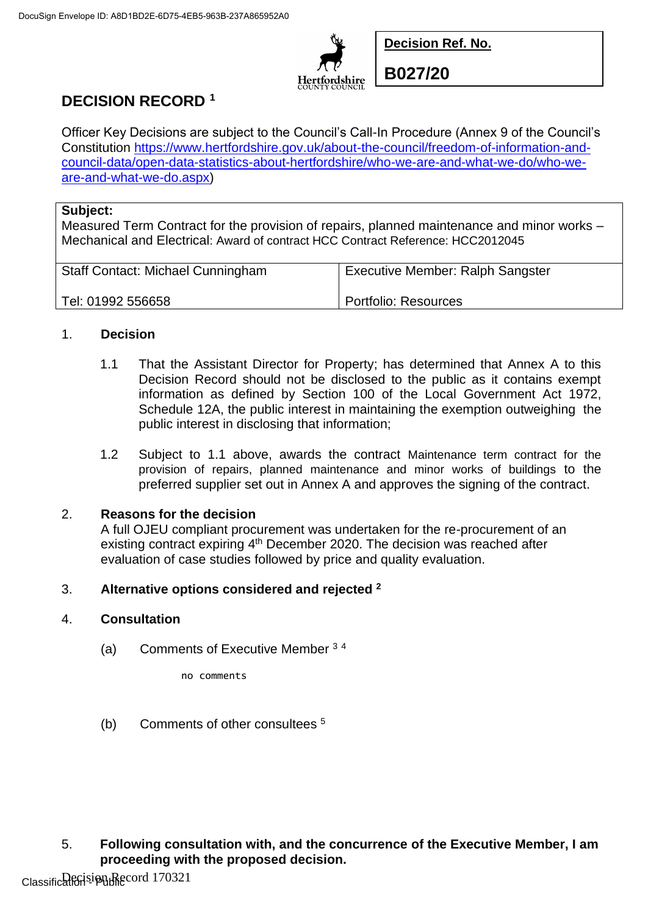DocuSign Envelope ID: A8D1BD2E-6D75-4EB5-963B-237A865952A0

Hertfordshire COUNTY COUNCIL

**Decision Ref. No.**

**B027/20**

# DECISION RECORD [1]

Officer Key Decisions are subject to the Council's Call-In Procedure (Annex 9 of the Council's Constitution https://www.hertfordshire.gov.uk/about-the-council/freedom-of-information-and-council-data/open-data-statistics-about-hertfordshire/who-we-are-and-what-we-do/who-we-are-and-what-we-do.aspx)

| | |
|---|---|
| **Subject:** Measured Term Contract for the provision of repairs, planned maintenance and minor works – Mechanical and Electrical: Award of contract HCC Contract Reference: HCC2012045 | |
| Staff Contact: Michael Cunningham<br><br>Tel: 01992 556658 | Executive Member: Ralph Sangster<br><br>Portfolio: Resources |

1. **Decision**

   1.1 That the Assistant Director for Property; has determined that Annex A to this Decision Record should not be disclosed to the public as it contains exempt information as defined by Section 100 of the Local Government Act 1972, Schedule 12A, the public interest in maintaining the exemption outweighing the public interest in disclosing that information;

   1.2 Subject to 1.1 above, awards the contract Maintenance term contract for the provision of repairs, planned maintenance and minor works of buildings to the preferred supplier set out in Annex A and approves the signing of the contract.

2. **Reasons for the decision**

   A full OJEU compliant procurement was undertaken for the re-procurement of an existing contract expiring 4th December 2020. The decision was reached after evaluation of case studies followed by price and quality evaluation.

3. **Alternative options considered and rejected [2]**

4. **Consultation**

   (a) Comments of Executive Member [3 4]

   no comments

   (b) Comments of other consultees [5]

5. **Following consultation with, and the concurrence of the Executive Member, I am proceeding with the proposed decision.**

Decision Record 170321

Classification - Public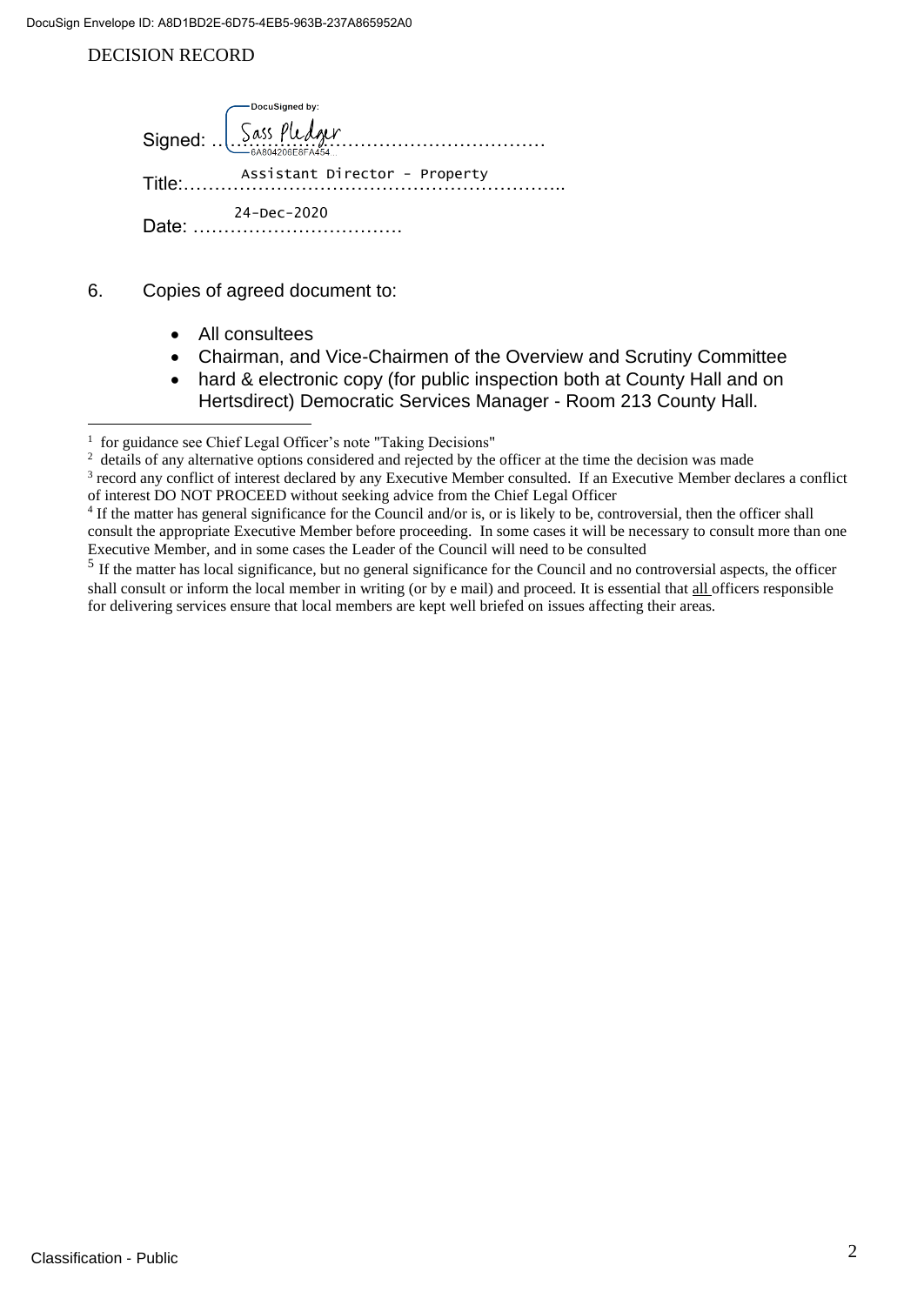DocuSign Envelope ID: A8D1BD2E-6D75-4EB5-963B-237A865952A0

DECISION RECORD

Signed: Sass Pledger

Title: Assistant Director - Property

Date: 24-Dec-2020

6. Copies of agreed document to:

- All consultees
- Chairman, and Vice-Chairmen of the Overview and Scrutiny Committee
- hard & electronic copy (for public inspection both at County Hall and on Hertsdirect) Democratic Services Manager - Room 213 County Hall.

---

[1] for guidance see Chief Legal Officer's note "Taking Decisions"

[2] details of any alternative options considered and rejected by the officer at the time the decision was made

[3] record any conflict of interest declared by any Executive Member consulted. If an Executive Member declares a conflict of interest DO NOT PROCEED without seeking advice from the Chief Legal Officer

[4] If the matter has general significance for the Council and/or is, or is likely to be, controversial, then the officer shall consult the appropriate Executive Member before proceeding. In some cases it will be necessary to consult more than one Executive Member, and in some cases the Leader of the Council will need to be consulted

[5] If the matter has local significance, but no general significance for the Council and no controversial aspects, the officer shall consult or inform the local member in writing (or by e mail) and proceed. It is essential that all officers responsible for delivering services ensure that local members are kept well briefed on issues affecting their areas.

Classification - Public